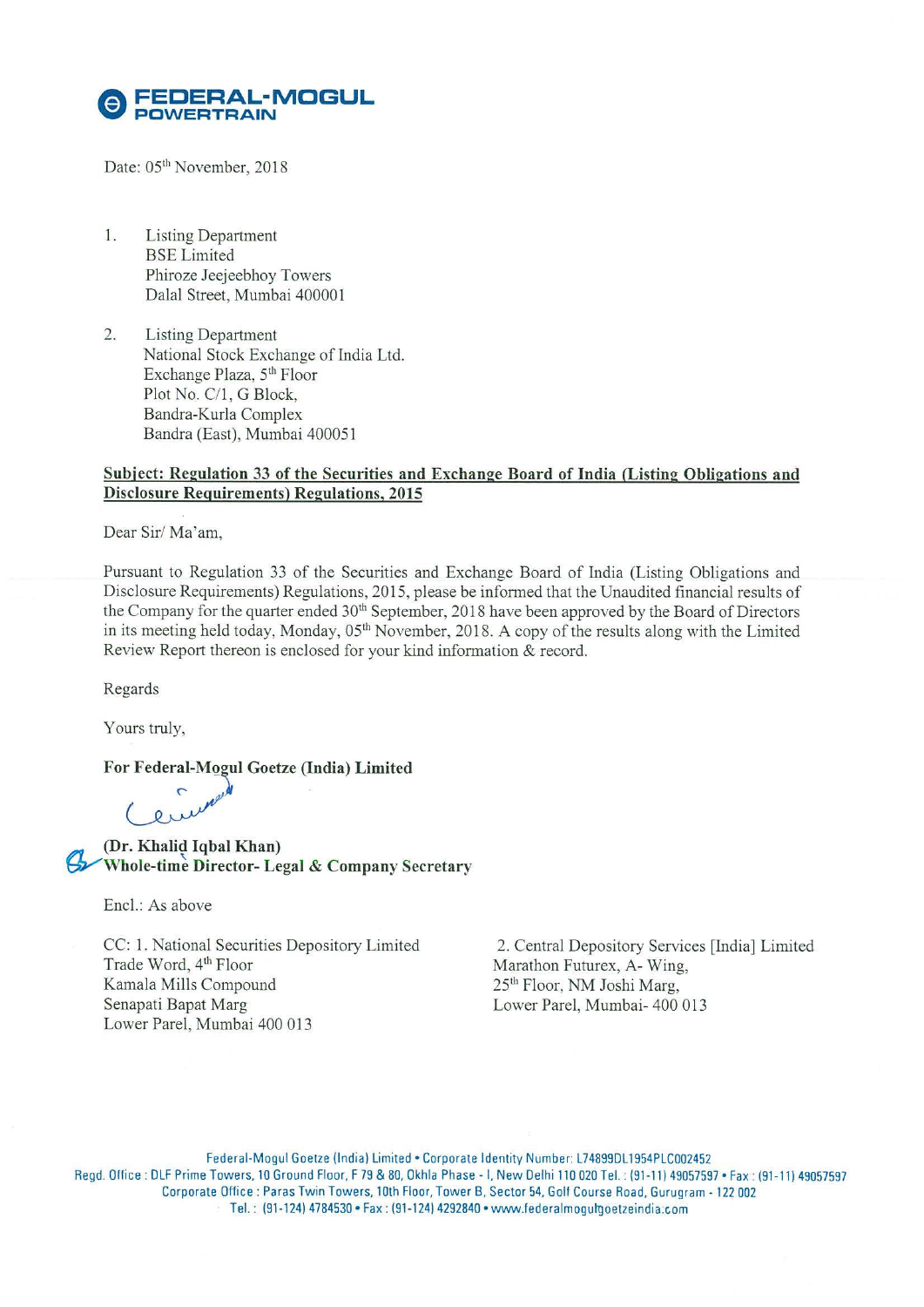**FEDERAL-MOGUL**
**POWERTRAIN**

Date: 05th November, 2018

1. Listing Department
   BSE Limited
   Phiroze Jeejeebhoy Towers
   Dalal Street, Mumbai 400001

2. Listing Department
   National Stock Exchange of India Ltd.
   Exchange Plaza, 5th Floor
   Plot No. C/1, G Block,
   Bandra-Kurla Complex
   Bandra (East), Mumbai 400051

**Subject: Regulation 33 of the Securities and Exchange Board of India (Listing Obligations and Disclosure Requirements) Regulations, 2015**

Dear Sir/ Ma'am,

Pursuant to Regulation 33 of the Securities and Exchange Board of India (Listing Obligations and Disclosure Requirements) Regulations, 2015, please be informed that the Unaudited financial results of the Company for the quarter ended 30th September, 2018 have been approved by the Board of Directors in its meeting held today, Monday, 05th November, 2018. A copy of the results along with the Limited Review Report thereon is enclosed for your kind information & record.

Regards

Yours truly,

**For Federal-Mogul Goetze (India) Limited**

**(Dr. Khalid Iqbal Khan)**
**Whole-time Director- Legal & Company Secretary**

Encl.: As above

CC: 1. National Securities Depository Limited
Trade Word, 4th Floor
Kamala Mills Compound
Senapati Bapat Marg
Lower Parel, Mumbai 400 013

2. Central Depository Services [India] Limited
Marathon Futurex, A- Wing,
25th Floor, NM Joshi Marg,
Lower Parel, Mumbai- 400 013

Federal-Mogul Goetze (India) Limited • Corporate Identity Number: L74899DL1954PLC002452
Regd. Office : DLF Prime Towers, 10 Ground Floor, F 79 & 80, Okhla Phase - I, New Delhi 110 020 Tel. : (91-11) 49057597 • Fax : (91-11) 49057597
Corporate Office : Paras Twin Towers, 10th Floor, Tower B, Sector 54, Golf Course Road, Gurugram - 122 002
Tel. : (91-124) 4784530 • Fax : (91-124) 4292840 • www.federalmogulgoetzeindia.com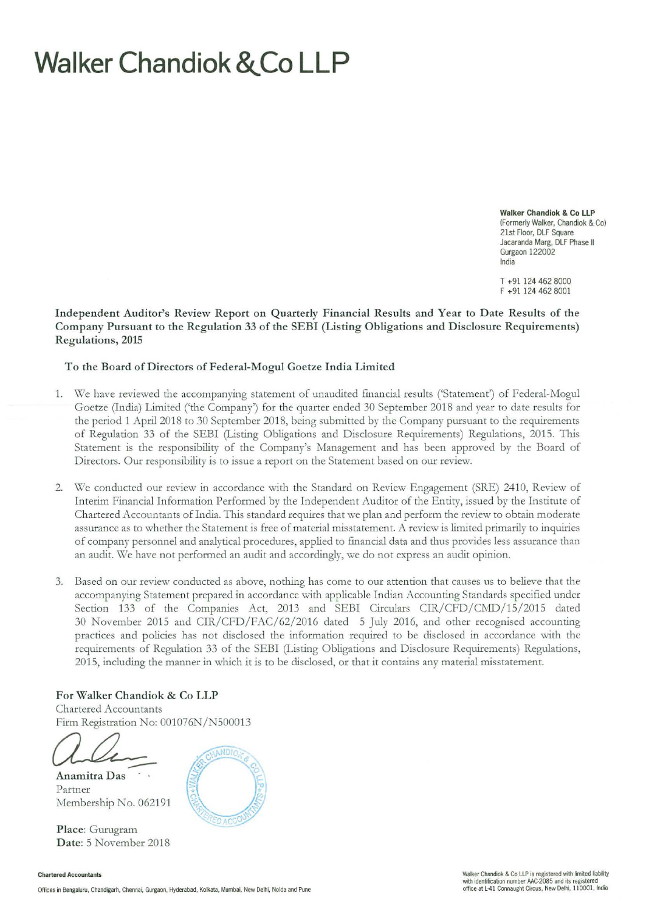# Walker Chandiok & Co LLP

**Walker Chandiok & Co LLP**
(Formerly Walker, Chandiok & Co)
21st Floor, DLF Square
Jacaranda Marg, DLF Phase II
Gurgaon 122002
India

T +91 124 462 8000
F +91 124 462 8001

**Independent Auditor's Review Report on Quarterly Financial Results and Year to Date Results of the Company Pursuant to the Regulation 33 of the SEBI (Listing Obligations and Disclosure Requirements) Regulations, 2015**

**To the Board of Directors of Federal-Mogul Goetze India Limited**

1. We have reviewed the accompanying statement of unaudited financial results ('Statement') of Federal-Mogul Goetze (India) Limited ('the Company') for the quarter ended 30 September 2018 and year to date results for the period 1 April 2018 to 30 September 2018, being submitted by the Company pursuant to the requirements of Regulation 33 of the SEBI (Listing Obligations and Disclosure Requirements) Regulations, 2015. This Statement is the responsibility of the Company's Management and has been approved by the Board of Directors. Our responsibility is to issue a report on the Statement based on our review.

2. We conducted our review in accordance with the Standard on Review Engagement (SRE) 2410, Review of Interim Financial Information Performed by the Independent Auditor of the Entity, issued by the Institute of Chartered Accountants of India. This standard requires that we plan and perform the review to obtain moderate assurance as to whether the Statement is free of material misstatement. A review is limited primarily to inquiries of company personnel and analytical procedures, applied to financial data and thus provides less assurance than an audit. We have not performed an audit and accordingly, we do not express an audit opinion.

3. Based on our review conducted as above, nothing has come to our attention that causes us to believe that the accompanying Statement prepared in accordance with applicable Indian Accounting Standards specified under Section 133 of the Companies Act, 2013 and SEBI Circulars CIR/CFD/CMD/15/2015 dated 30 November 2015 and CIR/CFD/FAC/62/2016 dated 5 July 2016, and other recognised accounting practices and policies has not disclosed the information required to be disclosed in accordance with the requirements of Regulation 33 of the SEBI (Listing Obligations and Disclosure Requirements) Regulations, 2015, including the manner in which it is to be disclosed, or that it contains any material misstatement.

**For Walker Chandiok & Co LLP**
Chartered Accountants
Firm Registration No: 001076N/N500013

**Anamitra Das**
Partner
Membership No. 062191

**Place**: Gurugram
**Date**: 5 November 2018

**Chartered Accountants**

Offices in Bengaluru, Chandigarh, Chennai, Gurgaon, Hyderabad, Kolkata, Mumbai, New Delhi, Noida and Pune

Walker Chandiok & Co LLP is registered with limited liability with identification number AAC-2085 and its registered office at L-41 Connaught Circus, New Delhi, 110001, India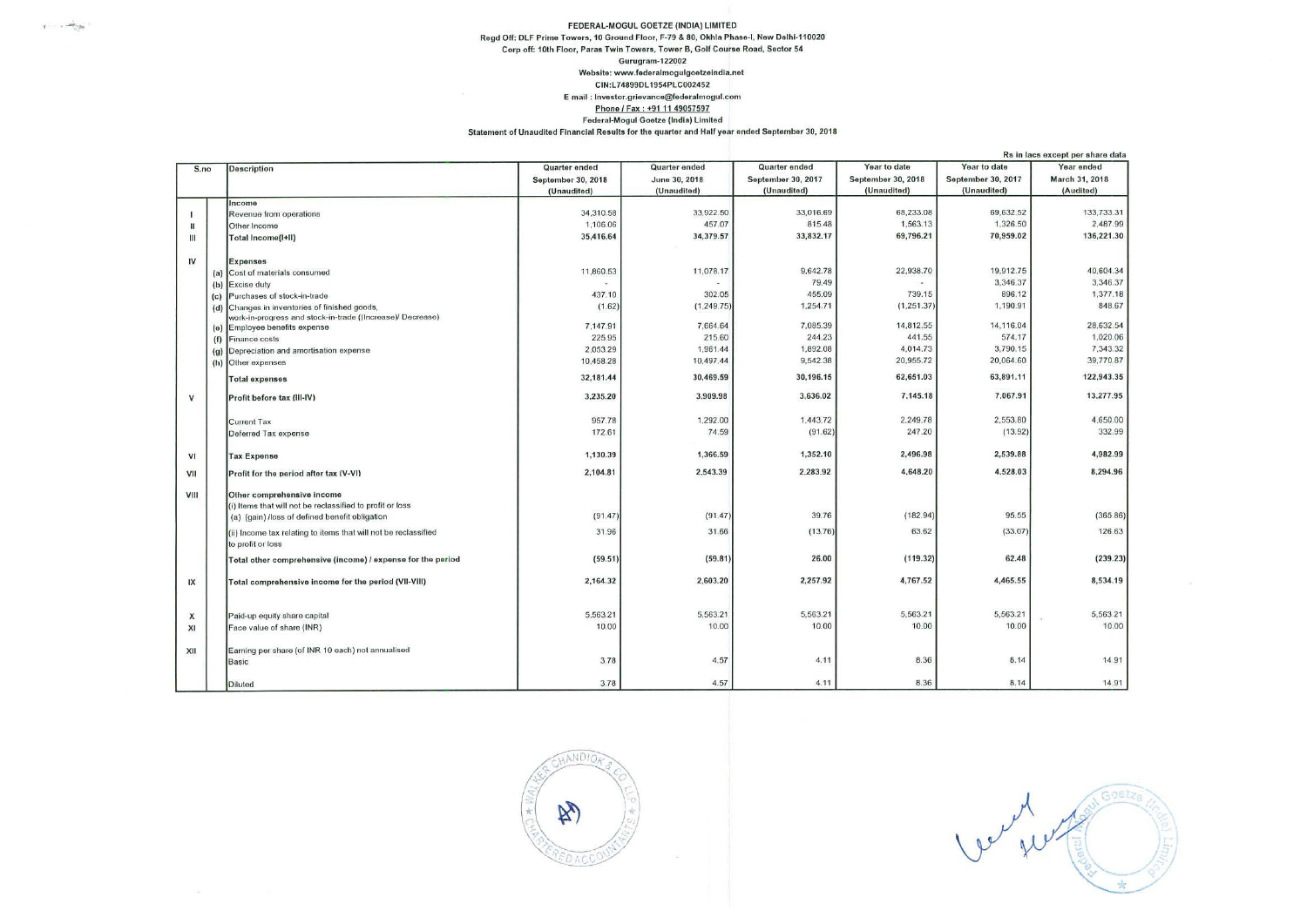**FEDERAL-MOGUL GOETZE (INDIA) LIMITED**
Regd Off: DLF Prime Towers, 10 Ground Floor, F-79 & 80, Okhla Phase-I, New Delhi-110020
Corp off: 10th Floor, Paras Twin Towers, Tower B, Golf Course Road, Sector 54
Gurugram-122002
Website: www.federalmogulgoetzeindia.net
CIN:L74899DL1954PLC002452
E mail : investor.grievance@federalmogul.com
Phone / Fax : +91 11 49057597
Federal-Mogul Goetze (India) Limited
Statement of Unaudited Financial Results for the quarter and Half year ended September 30, 2018

Rs in lacs except per share data

| S.no | | Description | Quarter ended September 30, 2018 (Unaudited) | Quarter ended June 30, 2018 (Unaudited) | Quarter ended September 30, 2017 (Unaudited) | Year to date September 30, 2018 (Unaudited) | Year to date September 30, 2017 (Unaudited) | Year ended March 31, 2018 (Audited) |
|---|---|---|---|---|---|---|---|---|
| | | **Income** | | | | | | |
| I | | Revenue from operations | 34,310.58 | 33,922.50 | 33,016.69 | 68,233.08 | 69,632.52 | 133,733.31 |
| II | | Other Income | 1,106.06 | 457.07 | 815.48 | 1,563.13 | 1,326.50 | 2,487.99 |
| III | | **Total Income(I+II)** | **35,416.64** | **34,379.57** | **33,832.17** | **69,796.21** | **70,959.02** | **136,221.30** |
| IV | | **Expenses** | | | | | | |
| | (a) | Cost of materials consumed | 11,860.53 | 11,078.17 | 9,642.78 | 22,938.70 | 19,912.75 | 40,604.34 |
| | (b) | Excise duty | - | - | 79.49 | - | 3,346.37 | 3,346.37 |
| | (c) | Purchases of stock-in-trade | 437.10 | 302.05 | 455.09 | 739.15 | 896.12 | 1,377.18 |
| | (d) | Changes in inventories of finished goods, work-in-progress and stock-in-trade ((Increase)/ Decrease) | (1.62) | (1,249.75) | 1,254.71 | (1,251.37) | 1,190.91 | 848.67 |
| | (e) | Employee benefits expense | 7,147.91 | 7,664.64 | 7,085.39 | 14,812.55 | 14,116.04 | 28,632.54 |
| | (f) | Finance costs | 225.95 | 215.60 | 244.23 | 441.55 | 574.17 | 1,020.06 |
| | (g) | Depreciation and amortisation expense | 2,053.29 | 1,961.44 | 1,892.08 | 4,014.73 | 3,790.15 | 7,343.32 |
| | (h) | Other expenses | 10,458.28 | 10,497.44 | 9,542.38 | 20,955.72 | 20,064.60 | 39,770.87 |
| | | **Total expenses** | **32,181.44** | **30,469.59** | **30,196.15** | **62,651.03** | **63,891.11** | **122,943.35** |
| V | | **Profit before tax (III-IV)** | **3,235.20** | **3,909.98** | **3,636.02** | **7,145.18** | **7,067.91** | **13,277.95** |
| | | Current Tax | 957.78 | 1,292.00 | 1,443.72 | 2,249.78 | 2,553.80 | 4,650.00 |
| | | Deferred Tax expense | 172.61 | 74.59 | (91.62) | 247.20 | (13.92) | 332.99 |
| VI | | **Tax Expense** | **1,130.39** | **1,366.59** | **1,352.10** | **2,496.98** | **2,539.88** | **4,982.99** |
| VII | | **Profit for the period after tax (V-VI)** | **2,104.81** | **2,543.39** | **2,283.92** | **4,648.20** | **4,528.03** | **8,294.96** |
| VIII | | **Other comprehensive income** | | | | | | |
| | | (i) Items that will not be reclassified to profit or loss (a) (gain) /loss of defined benefit obligation | (91.47) | (91.47) | 39.76 | (182.94) | 95.55 | (365.86) |
| | | (ii) Income tax relating to items that will not be reclassified to profit or loss | 31.96 | 31.66 | (13.76) | 63.62 | (33.07) | 126.63 |
| | | **Total other comprehensive (income) / expense for the period** | **(59.51)** | **(59.81)** | **26.00** | **(119.32)** | **62.48** | **(239.23)** |
| IX | | **Total comprehensive income for the period (VII-VIII)** | **2,164.32** | **2,603.20** | **2,257.92** | **4,767.52** | **4,465.55** | **8,534.19** |
| X | | Paid-up equity share capital | 5,563.21 | 5,563.21 | 5,563.21 | 5,563.21 | 5,563.21 | 5,563.21 |
| XI | | Face value of share (INR) | 10.00 | 10.00 | 10.00 | 10.00 | 10.00 | 10.00 |
| XII | | Earning per share (of INR 10 each) not annualised | | | | | | |
| | | Basic | 3.78 | 4.57 | 4.11 | 8.36 | 8.14 | 14.91 |
| | | Diluted | 3.78 | 4.57 | 4.11 | 8.36 | 8.14 | 14.91 |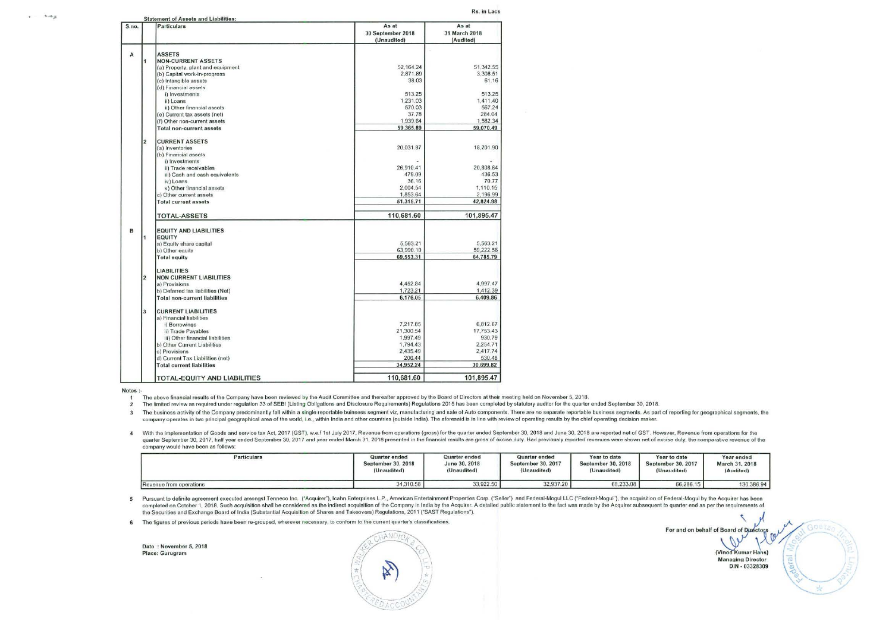Rs. in Lacs

**Statement of Assets and Liabilities:**

| S.no. | | Particulars | As at 30 September 2018 (Unaudited) | As at 31 March 2018 (Audited) |
|---|---|---|---|---|
| A | | **ASSETS** | | |
| | 1 | **NON-CURRENT ASSETS** | | |
| | | (a) Property, plant and equipment | 52,164.24 | 51,342.55 |
| | | (b) Capital work-in-progress | 2,871.89 | 3,308.51 |
| | | (c) Intangible assets | 38.03 | 61.16 |
| | | (d) Financial assets | | |
| | | i) Investments | 513.25 | 513.25 |
| | | ii) Loans | 1,231.03 | 1,411.40 |
| | | ii) Other financial assets | 570.03 | 567.24 |
| | | (e) Current tax assets (net) | 37.78 | 284.04 |
| | | (f) Other non-current assets | 1,939.64 | 1,582.34 |
| | | **Total non-current assets** | **59,365.89** | **59,070.49** |
| | 2 | **CURRENT ASSETS** | | |
| | | (a) Inventories | 20,031.87 | 18,201.90 |
| | | (b) Financial assets | | |
| | | i) Investments | - | - |
| | | ii) Trade receivables | 26,910.41 | 20,808.64 |
| | | iii) Cash and cash equivalents | 479.09 | 436.53 |
| | | iv) Loans | 36.16 | 70.77 |
| | | v) Other financial assets | 2,004.54 | 1,110.15 |
| | | c) Other current assets | 1,853.64 | 2,196.99 |
| | | **Total current assets** | **51,315.71** | **42,824.98** |
| | | **TOTAL-ASSETS** | **110,681.60** | **101,895.47** |
| B | | **EQUITY AND LIABILITIES** | | |
| | 1 | **EQUITY** | | |
| | | a) Equity share capital | 5,563.21 | 5,563.21 |
| | | b) Other equity | 63,990.10 | 59,222.58 |
| | | **Total equity** | **69,553.31** | **64,785.79** |
| | | **LIABILITIES** | | |
| | 2 | **NON CURRENT LIABILITIES** | | |
| | | a) Provisions | 4,452.84 | 4,997.47 |
| | | b) Deferred tax liabilities (Net) | 1,723.21 | 1,412.39 |
| | | **Total non-current liabilities** | **6,176.05** | **6,409.86** |
| | 3 | **CURRENT LIABILITIES** | | |
| | | a) Financial liabilities | | |
| | | i) Borrowings | 7,217.85 | 6,812.67 |
| | | ii) Trade Payables | 21,300.54 | 17,753.43 |
| | | iii) Other financial liabilities | 1,997.49 | 930.79 |
| | | b) Other Current Liabilities | 1,794.43 | 2,254.71 |
| | | c) Provisions | 2,435.49 | 2,417.74 |
| | | d) Current Tax Liabilities (net) | 206.44 | 530.48 |
| | | **Total current liabilities** | **34,952.24** | **30,699.82** |
| | | **TOTAL-EQUITY AND LIABILITIES** | **110,681.60** | **101,895.47** |

**Notes :-**

1. The above financial results of the Company have been reviewed by the Audit Committee and thereafter approved by the Board of Directors at their meeting held on November 5, 2018.
2. The limited review as required under regulation 33 of SEBI (Listing Obligations and Disclosure Requirements) Regulations 2015 has been completed by statutory auditor for the quarter ended September 30, 2018.
3. The business activity of the Company predominantly fall within a single reportable buinsess segment viz, manufacturing and sale of Auto components. There are no separate reportable business segments. As part of reporting for geographical segments, the company operates in two principal geographical area of the world, i.e., within India and other countries (outside India). The aforesaid is in line with review of operating results by the chief operating decision maker.
4. With the implementation of Goods and service tax Act, 2017 (GST), w.e.f 1st July 2017, Revenue from operations (gross) for the quarter ended September 30, 2018 and June 30, 2018 are reported net of GST. However, Revenue from operations for the quarter September 30, 2017, half year ended September 30, 2017 and year ended March 31, 2018 presented in the financial results are gross of excise duty. Had previously reported revenues were shown net of excise duty, the comparative revenue of the company would have been as follows:

| Particulars | Quarter ended September 30, 2018 (Unaudited) | Quarter ended June 30, 2018 (Unaudited) | Quarter ended September 30, 2017 (Unaudited) | Year to date September 30, 2018 (Unaudited) | Year to date September 30, 2017 (Unaudited) | Year ended March 31, 2018 (Audited) |
|---|---|---|---|---|---|---|
| Revenue from operations | 34,310.58 | 33,922.50 | 32,937.20 | 68,233.08 | 66,286.15 | 130,386.94 |

5. Pursuant to definite agreement executed amongst Tenneco Inc. ("Acquirer"), Icahn Enterprises L.P., American Entertainment Properties Corp. ("Seller") and Federal-Mogul LLC ("Federal-Mogul"), the acquisition of Federal-Mogul by the Acquirer has been completed on October 1, 2018. Such acquisition shall be considered as the indirect acquisition of the Company in India by the Acquirer. A detailed public statement to the fact was made by the Acquirer subsequent to quarter end as per the requirements of the Securities and Exchange Board of India (Substantial Acquisition of Shares and Takeovers) Regulations, 2011 ("SAST Regulations").
6. The figures of previous periods have been re-grouped, wherever necessary, to conform to the current quarter's classifications.

Date : November 5, 2018
Place: Gurugram

For and on behalf of Board of Directors

(Vinod Kumar Hans)
Managing Director
DIN - 03328309